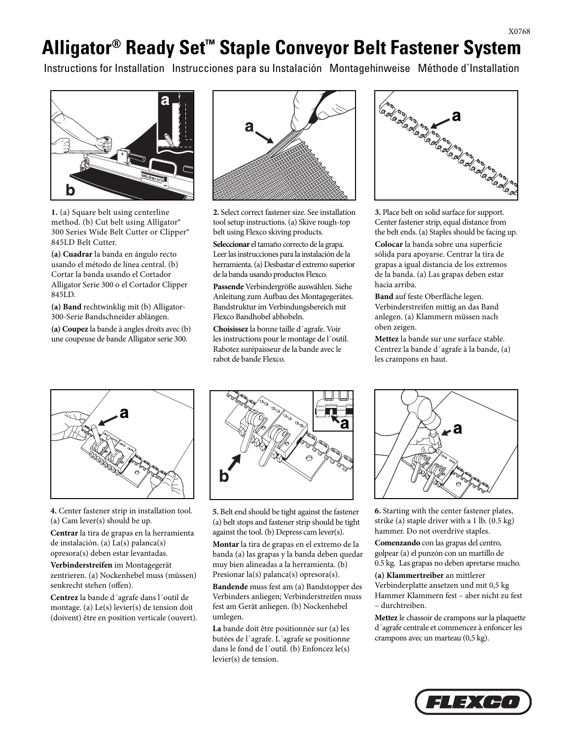X0768

# Alligator® Ready Set™ Staple Conveyor Belt Fastener System

Instructions for Installation   Instrucciones para su Instalación   Montagehinweise   Méthode d´Installation

**1.** (a) Square belt using centerline method. (b) Cut belt using Alligator® 300 Series Wide Belt Cutter or Clipper® 845LD Belt Cutter.

**(a) Cuadrar** la banda en ángulo recto usando el método de línea central. (b) Cortar la banda usando el Cortador Alligator Serie 300 o el Cortador Clipper 845LD.

**(a) Band** rechtwinklig mit (b) Alligator-300-Serie Bandschneider ablängen.

**(a) Coupez** la bande à angles droits avec (b) une coupeuse de bande Alligator serie 300.

**2.** Select correct fastener size. See installation tool setup instructions. (a) Skive rough-top belt using Flexco skiving products.

**Seleccionar** el tamaño correcto de la grapa. Leer las instrucciones para la instalación de la herramienta. (a) Desbastar el extremo superior de la banda usando productos Flexco.

**Passende** Verbindergröße auswählen. Siehe Anleitung zum Aufbau des Montagegerätes. Bandstruktur im Verbindungsbereich mit Flexco Bandhobel abhobeln.

**Choisissez** la bonne taille d´agrafe. Voir les instructions pour le montage de l´outil. Rabotez surépaisseur de la bande avec le rabot de bande Flexco.

**3.** Place belt on solid surface for support. Center fastener strip, equal distance from the belt ends. (a) Staples should be facing up.

**Colocar** la banda sobre una superficie sólida para apoyarse. Centrar la tira de grapas a igual distancia de los extremos de la banda. (a) Las grapas deben estar hacia arriba.

**Band** auf feste Oberfläche legen. Verbinderstreifen mittig an das Band anlegen. (a) Klammern müssen nach oben zeigen.

**Mettez** la bande sur une surface stable. Centrez la bande d´agrafe à la bande, (a) les crampons en haut.

**4.** Center fastener strip in installation tool. (a) Cam lever(s) should be up.

**Centrar** la tira de grapas en la herramienta de instalación. (a) La(s) palanca(s) opresora(s) deben estar levantadas.

**Verbinderstreifen** im Montagegerät zentrieren. (a) Nockenhebel muss (müssen) senkrecht stehen (offen).

**Centrez** la bande d´agrafe dans l´outil de montage. (a) Le(s) levier(s) de tension doit (doivent) être en position verticale (ouvert).

**5.** Belt end should be tight against the fastener (a) belt stops and fastener strip should be tight against the tool. (b) Depress cam lever(s).

**Montar** la tira de grapas en el extremo de la banda (a) las grapas y la banda deben quedar muy bien alineadas a la herramienta. (b) Presionar la(s) palanca(s) opresora(s).

**Bandende** muss fest am (a) Bandstopper des Verbinders anliegen; Verbinderstreifen muss fest am Gerät anliegen. (b) Nockenhebel umlegen.

**La** bande doit être positionnée sur (a) les butées de l´agrafe. L´agrafe se positionne dans le fond de l´outil. (b) Enfoncez le(s) levier(s) de tension.

**6.** Starting with the center fastener plates, strike (a) staple driver with a 1 lb. (0.5 kg) hammer. Do not overdrive staples.

**Comenzando** con las grapas del centro, golpear (a) el punzón con un martillo de 0.5 kg. Las grapas no deben apretarse mucho.

**(a) Klammertreiber** an mittlerer Verbinderplatte ansetzen und mit 0,5 kg Hammer Klammern fest – aber nicht zu fest – durchtreiben.

**Mettez** le chassoir de crampons sur la plaquette d´agrafe centrale et commencez à enfoncer les crampons avec un marteau (0,5 kg).

FLEXCO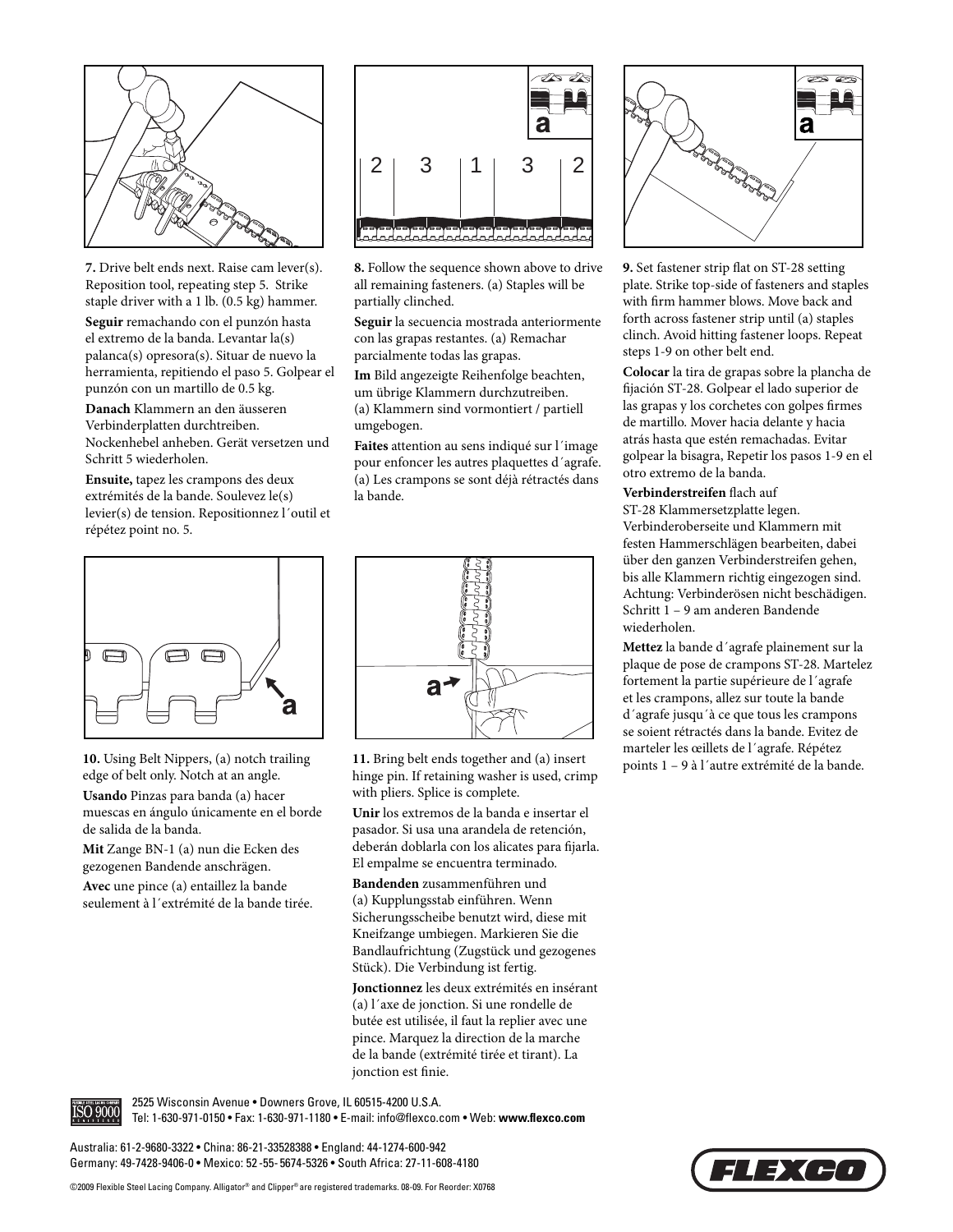2 3 1 3 2

**7.** Drive belt ends next. Raise cam lever(s). Reposition tool, repeating step 5. Strike staple driver with a 1 lb. (0.5 kg) hammer.

**Seguir** remachando con el punzón hasta el extremo de la banda. Levantar la(s) palanca(s) opresora(s). Situar de nuevo la herramienta, repitiendo el paso 5. Golpear el punzón con un martillo de 0.5 kg.

**Danach** Klammern an den äusseren Verbinderplatten durchtreiben. Nockenhebel anheben. Gerät versetzen und Schritt 5 wiederholen.

**Ensuite,** tapez les crampons des deux extrémités de la bande. Soulevez le(s) levier(s) de tension. Repositionnez l´outil et répétez point no. 5.

**8.** Follow the sequence shown above to drive all remaining fasteners. (a) Staples will be partially clinched.

**Seguir** la secuencia mostrada anteriormente con las grapas restantes. (a) Remachar parcialmente todas las grapas.

**Im** Bild angezeigte Reihenfolge beachten, um übrige Klammern durchzutreiben. (a) Klammern sind vormontiert / partiell umgebogen.

**Faites** attention au sens indiqué sur l´image pour enfoncer les autres plaquettes d´agrafe. (a) Les crampons se sont déjà rétractés dans la bande.

**9.** Set fastener strip flat on ST-28 setting plate. Strike top-side of fasteners and staples with firm hammer blows. Move back and forth across fastener strip until (a) staples clinch. Avoid hitting fastener loops. Repeat steps 1-9 on other belt end.

**Colocar** la tira de grapas sobre la plancha de fijación ST-28. Golpear el lado superior de las grapas y los corchetes con golpes firmes de martillo. Mover hacia delante y hacia atrás hasta que estén remachadas. Evitar golpear la bisagra, Repetir los pasos 1-9 en el otro extremo de la banda.

**Verbinderstreifen** flach auf ST-28 Klammersetzplatte legen. Verbinderoberseite und Klammern mit festen Hammerschlägen bearbeiten, dabei über den ganzen Verbinderstreifen gehen, bis alle Klammern richtig eingezogen sind. Achtung: Verbinderösen nicht beschädigen. Schritt 1 – 9 am anderen Bandende wiederholen.

**Mettez** la bande d´agrafe plainement sur la plaque de pose de crampons ST-28. Martelez fortement la partie supérieure de l´agrafe et les crampons, allez sur toute la bande d´agrafe jusqu´à ce que tous les crampons se soient rétractés dans la bande. Evitez de marteler les œillets de l´agrafe. Répétez points 1 – 9 à l´autre extrémité de la bande.

**10.** Using Belt Nippers, (a) notch trailing edge of belt only. Notch at an angle.

**Usando** Pinzas para banda (a) hacer muescas en ángulo únicamente en el borde de salida de la banda.

**Mit** Zange BN-1 (a) nun die Ecken des gezogenen Bandende anschrägen.

**Avec** une pince (a) entaillez la bande seulement à l´extrémité de la bande tirée.

**11.** Bring belt ends together and (a) insert hinge pin. If retaining washer is used, crimp with pliers. Splice is complete.

**Unir** los extremos de la banda e insertar el pasador. Si usa una arandela de retención, deberán doblarla con los alicates para fijarla. El empalme se encuentra terminado.

**Bandenden** zusammenführen und (a) Kupplungsstab einführen. Wenn Sicherungsscheibe benutzt wird, diese mit Kneifzange umbiegen. Markieren Sie die Bandlaufrichtung (Zugstück und gezogenes Stück). Die Verbindung ist fertig.

**Jonctionnez** les deux extrémités en insérant (a) l´axe de jonction. Si une rondelle de butée est utilisée, il faut la replier avec une pince. Marquez la direction de la marche de la bande (extrémité tirée et tirant). La jonction est finie.

ISO 9000

2525 Wisconsin Avenue • Downers Grove, IL 60515-4200 U.S.A.
Tel: 1-630-971-0150 • Fax: 1-630-971-1180 • E-mail: info@flexco.com • Web: **www.flexco.com**

Australia: 61-2-9680-3322 • China: 86-21-33528388 • England: 44-1274-600-942
Germany: 49-7428-9406-0 • Mexico: 52-55-5674-5326 • South Africa: 27-11-608-4180

FLEXCO

©2009 Flexible Steel Lacing Company. Alligator® and Clipper® are registered trademarks. 08-09. For Reorder: X0768